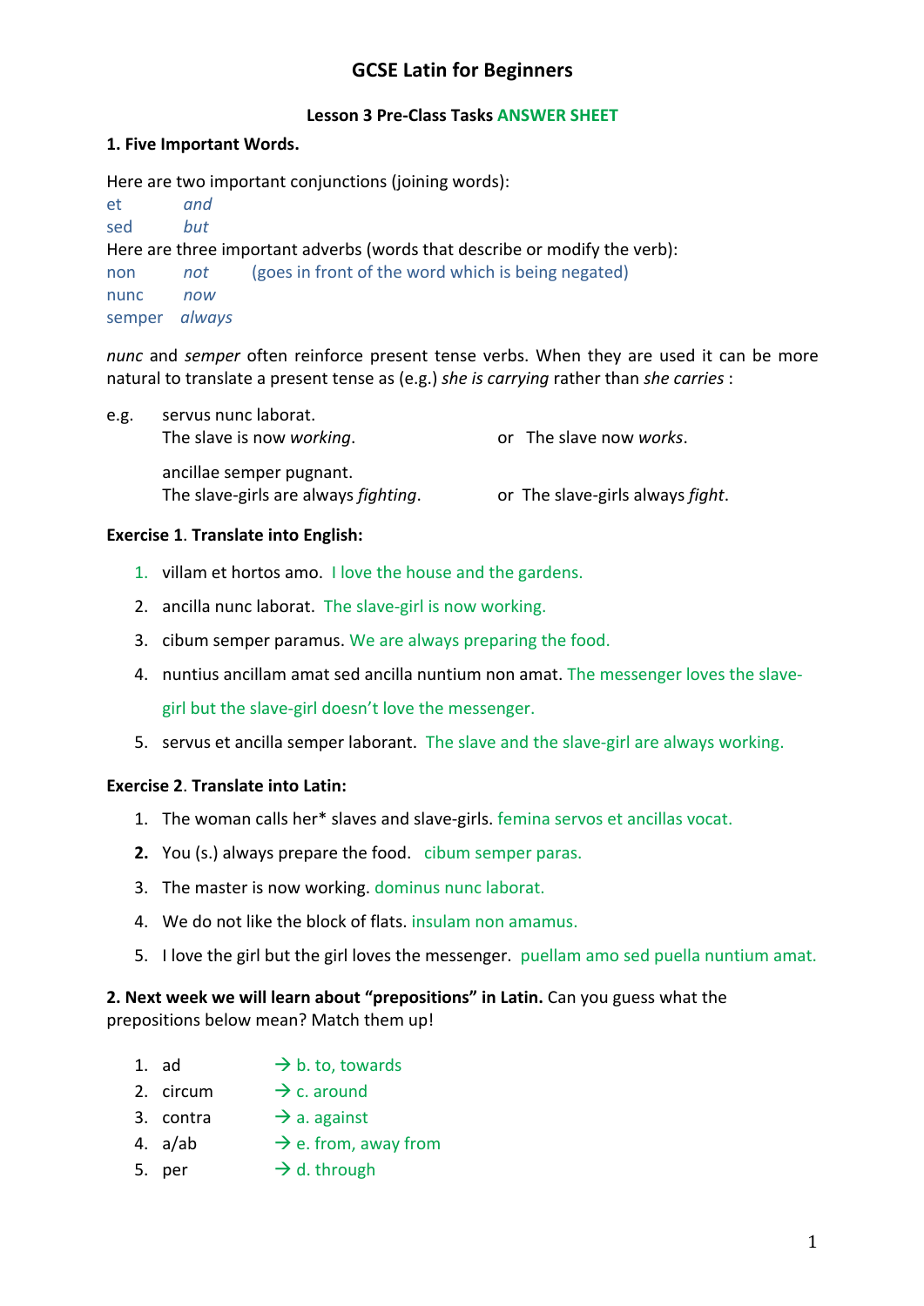# GCSE Latin for Beginners

### Lesson 3 Pre-Class Tasks ANSWER SHEET

### 1. Five Important Words.

Here are two important conjunctions (joining words):

et *and*
sed *but*

Here are three important adverbs (words that describe or modify the verb):

non *not* (goes in front of the word which is being negated)
nunc *now*
semper *always*

*nunc* and *semper* often reinforce present tense verbs. When they are used it can be more natural to translate a present tense as (e.g.) *she is carrying* rather than *she carries* :

e.g. servus nunc laborat.
The slave is now *working*. or The slave now *works*.

ancillae semper pugnant.
The slave-girls are always *fighting*. or The slave-girls always *fight*.

**Exercise 1. Translate into English:**

1. villam et hortos amo. I love the house and the gardens.
2. ancilla nunc laborat. The slave-girl is now working.
3. cibum semper paramus. We are always preparing the food.
4. nuntius ancillam amat sed ancilla nuntium non amat. The messenger loves the slave-girl but the slave-girl doesn't love the messenger.
5. servus et ancilla semper laborant. The slave and the slave-girl are always working.

**Exercise 2. Translate into Latin:**

1. The woman calls her* slaves and slave-girls. femina servos et ancillas vocat.
2. You (s.) always prepare the food. cibum semper paras.
3. The master is now working. dominus nunc laborat.
4. We do not like the block of flats. insulam non amamus.
5. I love the girl but the girl loves the messenger. puellam amo sed puella nuntium amat.

**2. Next week we will learn about "prepositions" in Latin.** Can you guess what the prepositions below mean? Match them up!

1. ad → b. to, towards
2. circum → c. around
3. contra → a. against
4. a/ab → e. from, away from
5. per → d. through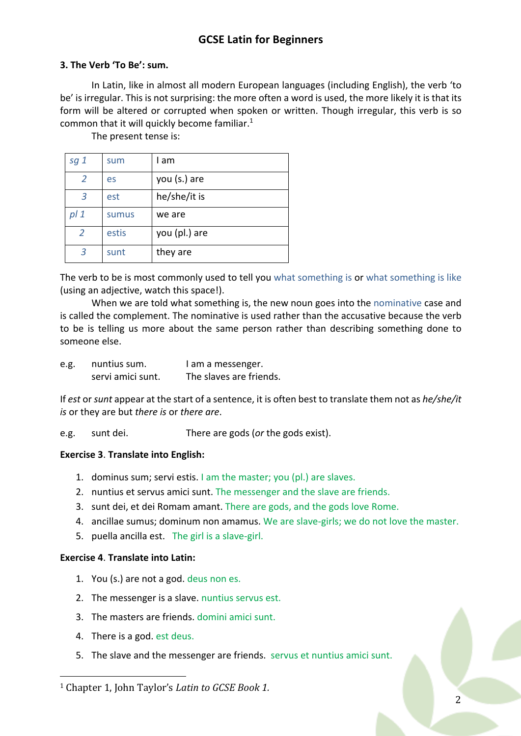### 3. The Verb 'To Be': sum.

In Latin, like in almost all modern European languages (including English), the verb 'to be' is irregular. This is not surprising: the more often a word is used, the more likely it is that its form will be altered or corrupted when spoken or written. Though irregular, this verb is so common that it will quickly become familiar.[1]

The present tense is:

| | | |
|---|---|---|
| *sg 1* | sum | I am |
| *2* | es | you (s.) are |
| *3* | est | he/she/it is |
| *pl 1* | sumus | we are |
| *2* | estis | you (pl.) are |
| *3* | sunt | they are |

The verb to be is most commonly used to tell you what something is or what something is like (using an adjective, watch this space!).

When we are told what something is, the new noun goes into the nominative case and is called the complement. The nominative is used rather than the accusative because the verb to be is telling us more about the same person rather than describing something done to someone else.

e.g. nuntius sum. — I am a messenger.
servi amici sunt. — The slaves are friends.

If *est* or *sunt* appear at the start of a sentence, it is often best to translate them not as *he/she/it is* or they are but *there is* or *there are*.

e.g. sunt dei. — There are gods (*or* the gods exist).

**Exercise 3. Translate into English:**

1. dominus sum; servi estis. I am the master; you (pl.) are slaves.
2. nuntius et servus amici sunt. The messenger and the slave are friends.
3. sunt dei, et dei Romam amant. There are gods, and the gods love Rome.
4. ancillae sumus; dominum non amamus. We are slave-girls; we do not love the master.
5. puella ancilla est. The girl is a slave-girl.

**Exercise 4. Translate into Latin:**

1. You (s.) are not a god. deus non es.
2. The messenger is a slave. nuntius servus est.
3. The masters are friends. domini amici sunt.
4. There is a god. est deus.
5. The slave and the messenger are friends. servus et nuntius amici sunt.

---

[1] Chapter 1, John Taylor's *Latin to GCSE Book 1.*